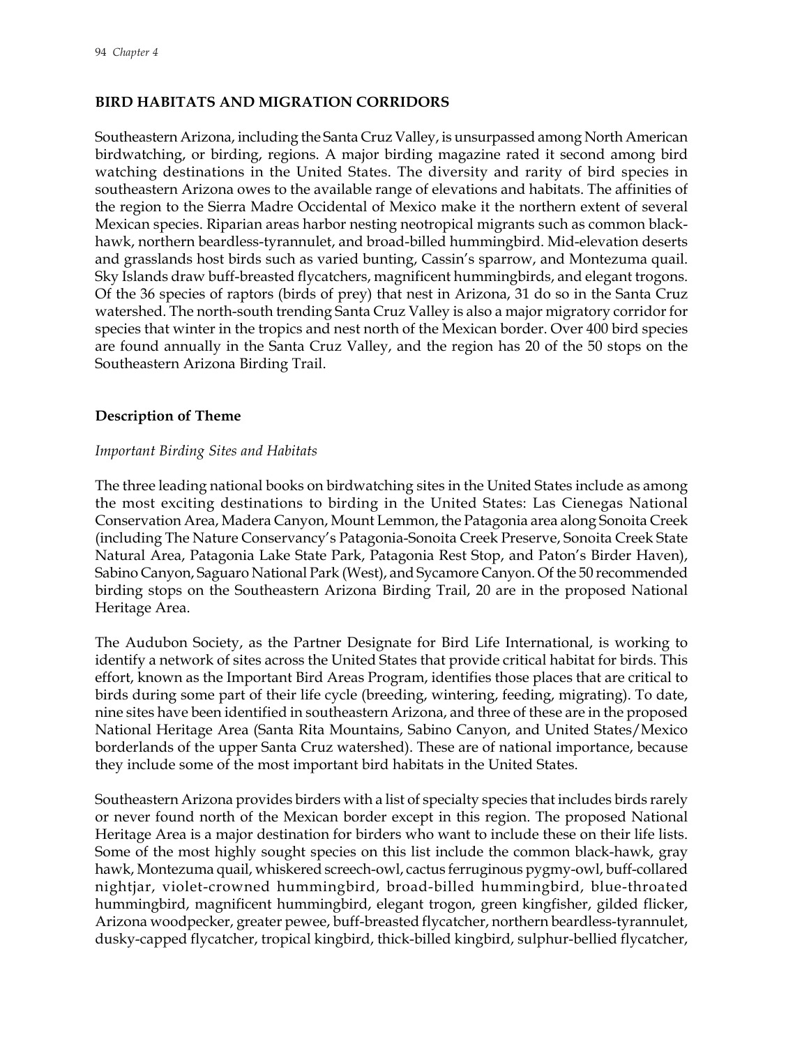## BIRD HABITATS AND MIGRATION CORRIDORS

Southeastern Arizona, including the Santa Cruz Valley, is unsurpassed among North American birdwatching, or birding, regions. A major birding magazine rated it second among bird watching destinations in the United States. The diversity and rarity of bird species in southeastern Arizona owes to the available range of elevations and habitats. The affinities of the region to the Sierra Madre Occidental of Mexico make it the northern extent of several Mexican species. Riparian areas harbor nesting neotropical migrants such as common black-hawk, northern beardless-tyrannulet, and broad-billed hummingbird. Mid-elevation deserts and grasslands host birds such as varied bunting, Cassin's sparrow, and Montezuma quail. Sky Islands draw buff-breasted flycatchers, magnificent hummingbirds, and elegant trogons. Of the 36 species of raptors (birds of prey) that nest in Arizona, 31 do so in the Santa Cruz watershed. The north-south trending Santa Cruz Valley is also a major migratory corridor for species that winter in the tropics and nest north of the Mexican border. Over 400 bird species are found annually in the Santa Cruz Valley, and the region has 20 of the 50 stops on the Southeastern Arizona Birding Trail.

### Description of Theme

*Important Birding Sites and Habitats*

The three leading national books on birdwatching sites in the United States include as among the most exciting destinations to birding in the United States: Las Cienegas National Conservation Area, Madera Canyon, Mount Lemmon, the Patagonia area along Sonoita Creek (including The Nature Conservancy's Patagonia-Sonoita Creek Preserve, Sonoita Creek State Natural Area, Patagonia Lake State Park, Patagonia Rest Stop, and Paton's Birder Haven), Sabino Canyon, Saguaro National Park (West), and Sycamore Canyon. Of the 50 recommended birding stops on the Southeastern Arizona Birding Trail, 20 are in the proposed National Heritage Area.

The Audubon Society, as the Partner Designate for Bird Life International, is working to identify a network of sites across the United States that provide critical habitat for birds. This effort, known as the Important Bird Areas Program, identifies those places that are critical to birds during some part of their life cycle (breeding, wintering, feeding, migrating). To date, nine sites have been identified in southeastern Arizona, and three of these are in the proposed National Heritage Area (Santa Rita Mountains, Sabino Canyon, and United States/Mexico borderlands of the upper Santa Cruz watershed). These are of national importance, because they include some of the most important bird habitats in the United States.

Southeastern Arizona provides birders with a list of specialty species that includes birds rarely or never found north of the Mexican border except in this region. The proposed National Heritage Area is a major destination for birders who want to include these on their life lists. Some of the most highly sought species on this list include the common black-hawk, gray hawk, Montezuma quail, whiskered screech-owl, cactus ferruginous pygmy-owl, buff-collared nightjar, violet-crowned hummingbird, broad-billed hummingbird, blue-throated hummingbird, magnificent hummingbird, elegant trogon, green kingfisher, gilded flicker, Arizona woodpecker, greater pewee, buff-breasted flycatcher, northern beardless-tyrannulet, dusky-capped flycatcher, tropical kingbird, thick-billed kingbird, sulphur-bellied flycatcher,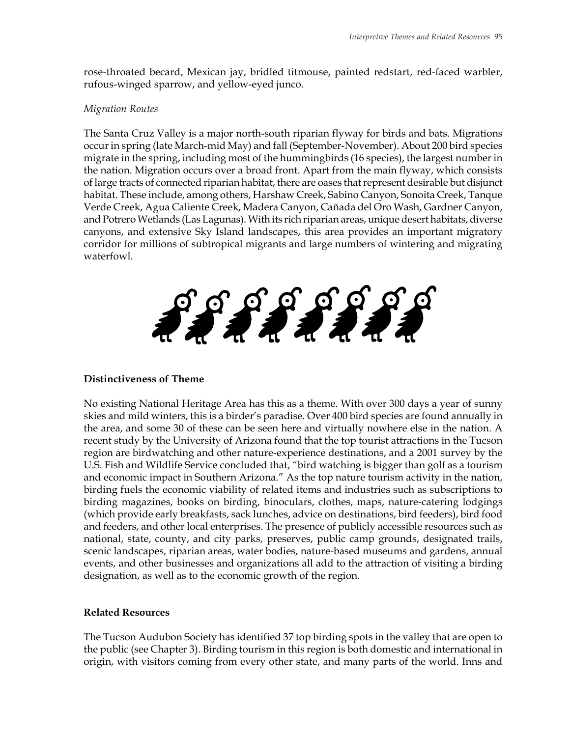rose-throated becard, Mexican jay, bridled titmouse, painted redstart, red-faced warbler, rufous-winged sparrow, and yellow-eyed junco.

*Migration Routes*

The Santa Cruz Valley is a major north-south riparian flyway for birds and bats. Migrations occur in spring (late March-mid May) and fall (September-November). About 200 bird species migrate in the spring, including most of the hummingbirds (16 species), the largest number in the nation. Migration occurs over a broad front. Apart from the main flyway, which consists of large tracts of connected riparian habitat, there are oases that represent desirable but disjunct habitat. These include, among others, Harshaw Creek, Sabino Canyon, Sonoita Creek, Tanque Verde Creek, Agua Caliente Creek, Madera Canyon, Cañada del Oro Wash, Gardner Canyon, and Potrero Wetlands (Las Lagunas). With its rich riparian areas, unique desert habitats, diverse canyons, and extensive Sky Island landscapes, this area provides an important migratory corridor for millions of subtropical migrants and large numbers of wintering and migrating waterfowl.

### Distinctiveness of Theme

No existing National Heritage Area has this as a theme. With over 300 days a year of sunny skies and mild winters, this is a birder's paradise. Over 400 bird species are found annually in the area, and some 30 of these can be seen here and virtually nowhere else in the nation. A recent study by the University of Arizona found that the top tourist attractions in the Tucson region are birdwatching and other nature-experience destinations, and a 2001 survey by the U.S. Fish and Wildlife Service concluded that, "bird watching is bigger than golf as a tourism and economic impact in Southern Arizona." As the top nature tourism activity in the nation, birding fuels the economic viability of related items and industries such as subscriptions to birding magazines, books on birding, binoculars, clothes, maps, nature-catering lodgings (which provide early breakfasts, sack lunches, advice on destinations, bird feeders), bird food and feeders, and other local enterprises. The presence of publicly accessible resources such as national, state, county, and city parks, preserves, public camp grounds, designated trails, scenic landscapes, riparian areas, water bodies, nature-based museums and gardens, annual events, and other businesses and organizations all add to the attraction of visiting a birding designation, as well as to the economic growth of the region.

### Related Resources

The Tucson Audubon Society has identified 37 top birding spots in the valley that are open to the public (see Chapter 3). Birding tourism in this region is both domestic and international in origin, with visitors coming from every other state, and many parts of the world. Inns and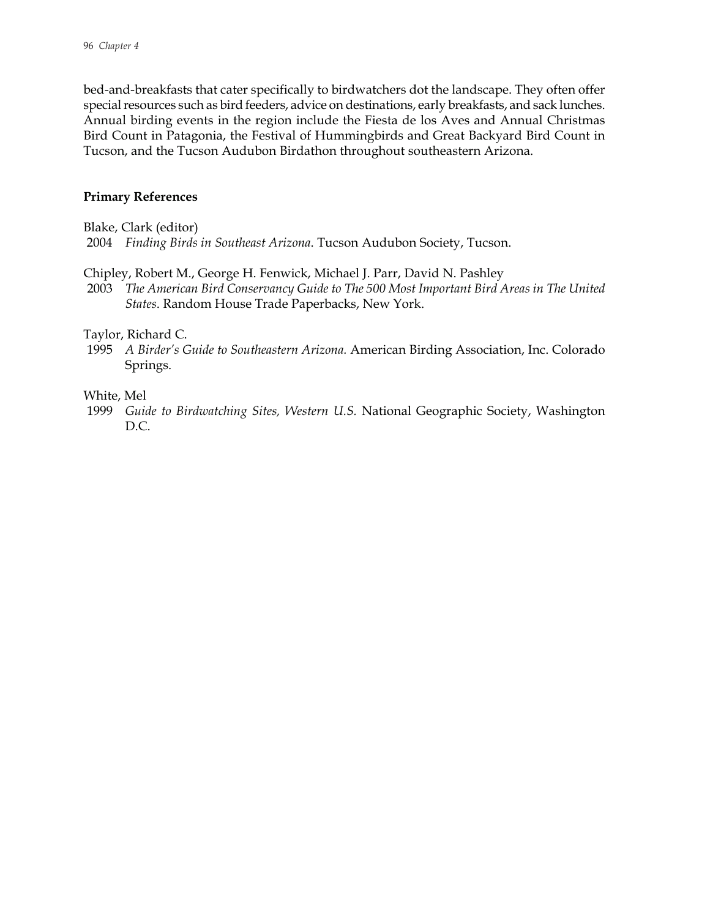bed-and-breakfasts that cater specifically to birdwatchers dot the landscape. They often offer special resources such as bird feeders, advice on destinations, early breakfasts, and sack lunches. Annual birding events in the region include the Fiesta de los Aves and Annual Christmas Bird Count in Patagonia, the Festival of Hummingbirds and Great Backyard Bird Count in Tucson, and the Tucson Audubon Birdathon throughout southeastern Arizona.

### Primary References

Blake, Clark (editor)
2004 *Finding Birds in Southeast Arizona*. Tucson Audubon Society, Tucson.

Chipley, Robert M., George H. Fenwick, Michael J. Parr, David N. Pashley
2003 *The American Bird Conservancy Guide to The 500 Most Important Bird Areas in The United States*. Random House Trade Paperbacks, New York.

Taylor, Richard C.
1995 *A Birder's Guide to Southeastern Arizona.* American Birding Association, Inc. Colorado Springs.

White, Mel
1999 *Guide to Birdwatching Sites, Western U.S.* National Geographic Society, Washington D.C.